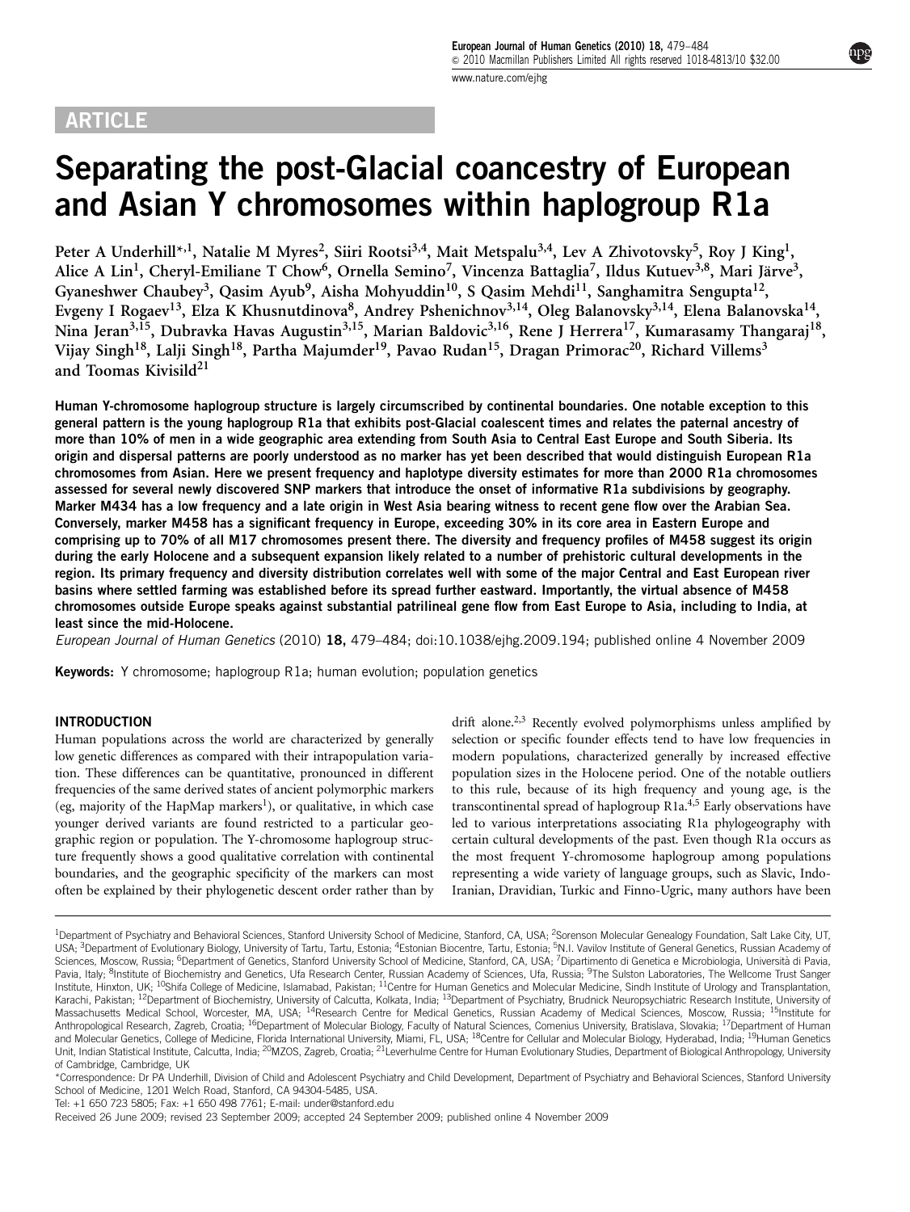ARTICLE

# Separating the post-Glacial coancestry of European and Asian Y chromosomes within haplogroup R1a

Peter A Underhill*[,1], Natalie M Myres[2], Siiri Rootsi[3,4], Mait Metspalu[3,4], Lev A Zhivotovsky[5], Roy J King[1], Alice A Lin[1], Cheryl-Emiliane T Chow[6], Ornella Semino[7], Vincenza Battaglia[7], Ildus Kutuev[3,8], Mari Järve[3], Gyaneshwer Chaubey[3], Qasim Ayub[9], Aisha Mohyuddin[10], S Qasim Mehdi[11], Sanghamitra Sengupta[12], Evgeny I Rogaev[13], Elza K Khusnutdinova[8], Andrey Pshenichnov[3,14], Oleg Balanovsky[3,14], Elena Balanovska[14], Nina Jeran[3,15], Dubravka Havas Augustin[3,15], Marian Baldovic[3,16], Rene J Herrera[17], Kumarasamy Thangaraj[18], Vijay Singh[18], Lalji Singh[18], Partha Majumder[19], Pavao Rudan[15], Dragan Primorac[20], Richard Villems[3] and Toomas Kivisild[21]

**Human Y-chromosome haplogroup structure is largely circumscribed by continental boundaries. One notable exception to this general pattern is the young haplogroup R1a that exhibits post-Glacial coalescent times and relates the paternal ancestry of more than 10% of men in a wide geographic area extending from South Asia to Central East Europe and South Siberia. Its origin and dispersal patterns are poorly understood as no marker has yet been described that would distinguish European R1a chromosomes from Asian. Here we present frequency and haplotype diversity estimates for more than 2000 R1a chromosomes assessed for several newly discovered SNP markers that introduce the onset of informative R1a subdivisions by geography. Marker M434 has a low frequency and a late origin in West Asia bearing witness to recent gene flow over the Arabian Sea. Conversely, marker M458 has a significant frequency in Europe, exceeding 30% in its core area in Eastern Europe and comprising up to 70% of all M17 chromosomes present there. The diversity and frequency profiles of M458 suggest its origin during the early Holocene and a subsequent expansion likely related to a number of prehistoric cultural developments in the region. Its primary frequency and diversity distribution correlates well with some of the major Central and East European river basins where settled farming was established before its spread further eastward. Importantly, the virtual absence of M458 chromosomes outside Europe speaks against substantial patrilineal gene flow from East Europe to Asia, including to India, at least since the mid-Holocene.**

*European Journal of Human Genetics* (2010) **18**, 479–484; doi:10.1038/ejhg.2009.194; published online 4 November 2009

**Keywords:** Y chromosome; haplogroup R1a; human evolution; population genetics

## INTRODUCTION

Human populations across the world are characterized by generally low genetic differences as compared with their intrapopulation variation. These differences can be quantitative, pronounced in different frequencies of the same derived states of ancient polymorphic markers (eg, majority of the HapMap markers[1]), or qualitative, in which case younger derived variants are found restricted to a particular geographic region or population. The Y-chromosome haplogroup structure frequently shows a good qualitative correlation with continental boundaries, and the geographic specificity of the markers can most often be explained by their phylogenetic descent order rather than by drift alone.[2,3] Recently evolved polymorphisms unless amplified by selection or specific founder effects tend to have low frequencies in modern populations, characterized generally by increased effective population sizes in the Holocene period. One of the notable outliers to this rule, because of its high frequency and young age, is the transcontinental spread of haplogroup R1a.[4,5] Early observations have led to various interpretations associating R1a phylogeography with certain cultural developments of the past. Even though R1a occurs as the most frequent Y-chromosome haplogroup among populations representing a wide variety of language groups, such as Slavic, Indo-Iranian, Dravidian, Turkic and Finno-Ugric, many authors have been

[1]Department of Psychiatry and Behavioral Sciences, Stanford University School of Medicine, Stanford, CA, USA; [2]Sorenson Molecular Genealogy Foundation, Salt Lake City, UT, USA; [3]Department of Evolutionary Biology, University of Tartu, Tartu, Estonia; [4]Estonian Biocentre, Tartu, Estonia; [5]N.I. Vavilov Institute of General Genetics, Russian Academy of Sciences, Moscow, Russia; [6]Department of Genetics, Stanford University School of Medicine, Stanford, CA, USA; [7]Dipartimento di Genetica e Microbiologia, Università di Pavia, Pavia, Italy; [8]Institute of Biochemistry and Genetics, Ufa Research Center, Russian Academy of Sciences, Ufa, Russia; [9]The Sulston Laboratories, The Wellcome Trust Sanger Institute, Hinxton, UK; [10]Shifa College of Medicine, Islamabad, Pakistan; [11]Centre for Human Genetics and Molecular Medicine, Sindh Institute of Urology and Transplantation, Karachi, Pakistan; [12]Department of Biochemistry, University of Calcutta, Kolkata, India; [13]Department of Psychiatry, Brudnick Neuropsychiatric Research Institute, University of Massachusetts Medical School, Worcester, MA, USA; [14]Research Centre for Medical Genetics, Russian Academy of Medical Sciences, Moscow, Russia; [15]Institute for Anthropological Research, Zagreb, Croatia; [16]Department of Molecular Biology, Faculty of Natural Sciences, Comenius University, Bratislava, Slovakia; [17]Department of Human and Molecular Genetics, College of Medicine, Florida International University, Miami, FL, USA; [18]Centre for Cellular and Molecular Biology, Hyderabad, India; [19]Human Genetics Unit, Indian Statistical Institute, Calcutta, India; [20]MZOS, Zagreb, Croatia; [21]Leverhulme Centre for Human Evolutionary Studies, Department of Biological Anthropology, University of Cambridge, Cambridge, UK

*Correspondence: Dr PA Underhill, Division of Child and Adolescent Psychiatry and Child Development, Department of Psychiatry and Behavioral Sciences, Stanford University School of Medicine, 1201 Welch Road, Stanford, CA 94304-5485, USA.

Tel: +1 650 723 5805; Fax: +1 650 498 7761; E-mail: under@stanford.edu

Received 26 June 2009; revised 23 September 2009; accepted 24 September 2009; published online 4 November 2009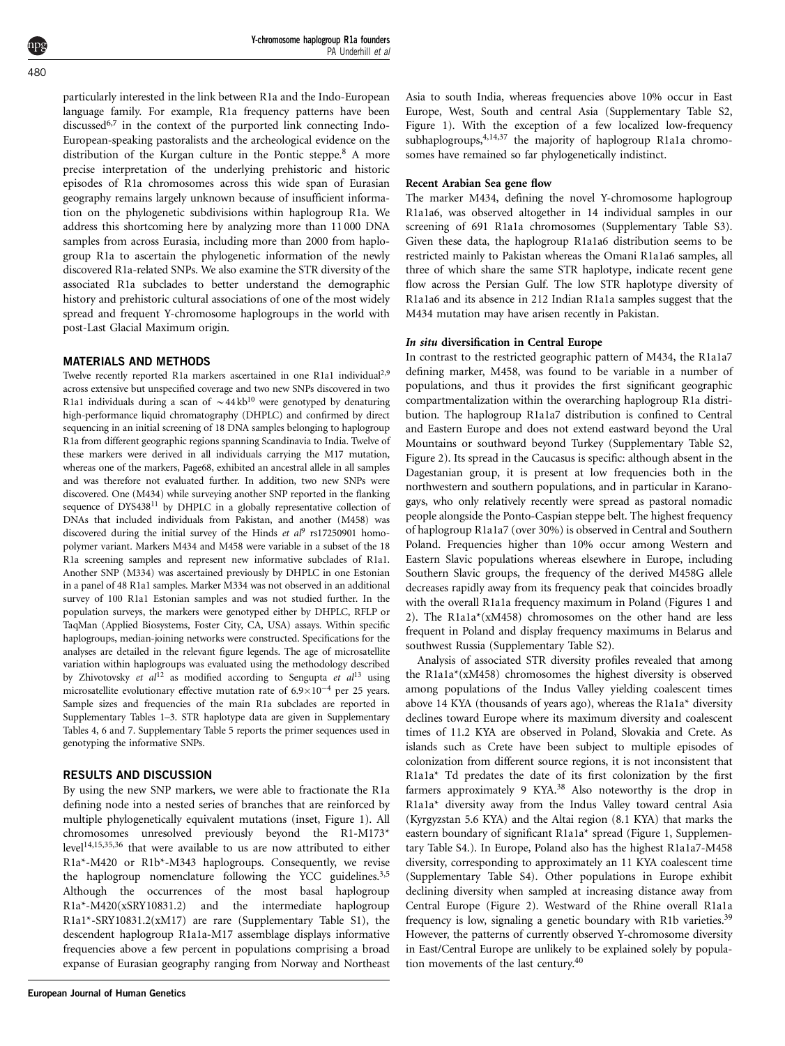particularly interested in the link between R1a and the Indo-European language family. For example, R1a frequency patterns have been discussed[6,7] in the context of the purported link connecting Indo-European-speaking pastoralists and the archeological evidence on the distribution of the Kurgan culture in the Pontic steppe.[8] A more precise interpretation of the underlying prehistoric and historic episodes of R1a chromosomes across this wide span of Eurasian geography remains largely unknown because of insufficient information on the phylogenetic subdivisions within haplogroup R1a. We address this shortcoming here by analyzing more than 11 000 DNA samples from across Eurasia, including more than 2000 from haplogroup R1a to ascertain the phylogenetic information of the newly discovered R1a-related SNPs. We also examine the STR diversity of the associated R1a subclades to better understand the demographic history and prehistoric cultural associations of one of the most widely spread and frequent Y-chromosome haplogroups in the world with post-Last Glacial Maximum origin.

## MATERIALS AND METHODS

Twelve recently reported R1a markers ascertained in one R1a1 individual[2,9] across extensive but unspecified coverage and two new SNPs discovered in two R1a1 individuals during a scan of ~44 kb[10] were genotyped by denaturing high-performance liquid chromatography (DHPLC) and confirmed by direct sequencing in an initial screening of 18 DNA samples belonging to haplogroup R1a from different geographic regions spanning Scandinavia to India. Twelve of these markers were derived in all individuals carrying the M17 mutation, whereas one of the markers, Page68, exhibited an ancestral allele in all samples and was therefore not evaluated further. In addition, two new SNPs were discovered. One (M434) while surveying another SNP reported in the flanking sequence of DYS438[11] by DHPLC in a globally representative collection of DNAs that included individuals from Pakistan, and another (M458) was discovered during the initial survey of the Hinds *et al*[9] rs17250901 homopolymer variant. Markers M434 and M458 were variable in a subset of the 18 R1a screening samples and represent new informative subclades of R1a1. Another SNP (M334) was ascertained previously by DHPLC in one Estonian in a panel of 48 R1a1 samples. Marker M334 was not observed in an additional survey of 100 R1a1 Estonian samples and was not studied further. In the population surveys, the markers were genotyped either by DHPLC, RFLP or TaqMan (Applied Biosystems, Foster City, CA, USA) assays. Within specific haplogroups, median-joining networks were constructed. Specifications for the analyses are detailed in the relevant figure legends. The age of microsatellite variation within haplogroups was evaluated using the methodology described by Zhivotovsky *et al*[12] as modified according to Sengupta *et al*[13] using microsatellite evolutionary effective mutation rate of $6.9\times10^{-4}$ per 25 years. Sample sizes and frequencies of the main R1a subclades are reported in Supplementary Tables 1–3. STR haplotype data are given in Supplementary Tables 4, 6 and 7. Supplementary Table 5 reports the primer sequences used in genotyping the informative SNPs.

## RESULTS AND DISCUSSION

By using the new SNP markers, we were able to fractionate the R1a defining node into a nested series of branches that are reinforced by multiple phylogenetically equivalent mutations (inset, Figure 1). All chromosomes unresolved previously beyond the R1-M173* level[14,15,35,36] that were available to us are now attributed to either R1a*-M420 or R1b*-M343 haplogroups. Consequently, we revise the haplogroup nomenclature following the YCC guidelines.[3,5] Although the occurrences of the most basal haplogroup R1a*-M420(xSRY10831.2) and the intermediate haplogroup R1a1*-SRY10831.2(xM17) are rare (Supplementary Table S1), the descendent haplogroup R1a1a-M17 assemblage displays informative frequencies above a few percent in populations comprising a broad expanse of Eurasian geography ranging from Norway and Northeast Asia to south India, whereas frequencies above 10% occur in East Europe, West, South and central Asia (Supplementary Table S2, Figure 1). With the exception of a few localized low-frequency subhaplogroups,[4,14,37] the majority of haplogroup R1a1a chromosomes have remained so far phylogenetically indistinct.

### Recent Arabian Sea gene flow

The marker M434, defining the novel Y-chromosome haplogroup R1a1a6, was observed altogether in 14 individual samples in our screening of 691 R1a1a chromosomes (Supplementary Table S3). Given these data, the haplogroup R1a1a6 distribution seems to be restricted mainly to Pakistan whereas the Omani R1a1a6 samples, all three of which share the same STR haplotype, indicate recent gene flow across the Persian Gulf. The low STR haplotype diversity of R1a1a6 and its absence in 212 Indian R1a1a samples suggest that the M434 mutation may have arisen recently in Pakistan.

### *In situ* diversification in Central Europe

In contrast to the restricted geographic pattern of M434, the R1a1a7 defining marker, M458, was found to be variable in a number of populations, and thus it provides the first significant geographic compartmentalization within the overarching haplogroup R1a distribution. The haplogroup R1a1a7 distribution is confined to Central and Eastern Europe and does not extend eastward beyond the Ural Mountains or southward beyond Turkey (Supplementary Table S2, Figure 2). Its spread in the Caucasus is specific: although absent in the Dagestanian group, it is present at low frequencies both in the northwestern and southern populations, and in particular in Karanogays, who only relatively recently were spread as pastoral nomadic people alongside the Ponto-Caspian steppe belt. The highest frequency of haplogroup R1a1a7 (over 30%) is observed in Central and Southern Poland. Frequencies higher than 10% occur among Western and Eastern Slavic populations whereas elsewhere in Europe, including Southern Slavic groups, the frequency of the derived M458G allele decreases rapidly away from its frequency peak that coincides broadly with the overall R1a1a frequency maximum in Poland (Figures 1 and 2). The R1a1a*(xM458) chromosomes on the other hand are less frequent in Poland and display frequency maximums in Belarus and southwest Russia (Supplementary Table S2).

Analysis of associated STR diversity profiles revealed that among the R1a1a*(xM458) chromosomes the highest diversity is observed among populations of the Indus Valley yielding coalescent times above 14 KYA (thousands of years ago), whereas the R1a1a* diversity declines toward Europe where its maximum diversity and coalescent times of 11.2 KYA are observed in Poland, Slovakia and Crete. As islands such as Crete have been subject to multiple episodes of colonization from different source regions, it is not inconsistent that R1a1a* Td predates the date of its first colonization by the first farmers approximately 9 KYA.[38] Also noteworthy is the drop in R1a1a* diversity away from the Indus Valley toward central Asia (Kyrgyzstan 5.6 KYA) and the Altai region (8.1 KYA) that marks the eastern boundary of significant R1a1a* spread (Figure 1, Supplementary Table S4.). In Europe, Poland also has the highest R1a1a7-M458 diversity, corresponding to approximately an 11 KYA coalescent time (Supplementary Table S4). Other populations in Europe exhibit declining diversity when sampled at increasing distance away from Central Europe (Figure 2). Westward of the Rhine overall R1a1a frequency is low, signaling a genetic boundary with R1b varieties.[39] However, the patterns of currently observed Y-chromosome diversity in East/Central Europe are unlikely to be explained solely by population movements of the last century.[40]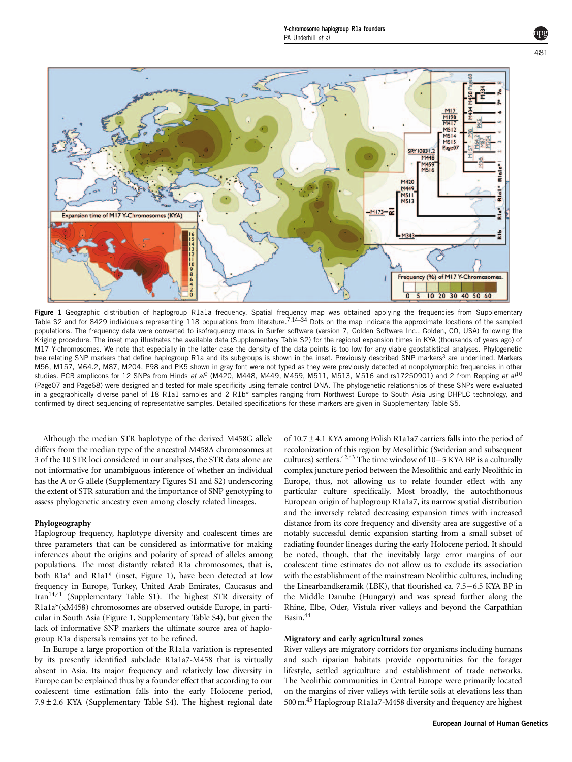**Figure 1** Geographic distribution of haplogroup R1a1a frequency. Spatial frequency map was obtained applying the frequencies from Supplementary Table S2 and for 8429 individuals representing 118 populations from literature.[7,14–34] Dots on the map indicate the approximate locations of the sampled populations. The frequency data were converted to isofrequency maps in Surfer software (version 7, Golden Software Inc., Golden, CO, USA) following the Kriging procedure. The inset map illustrates the available data (Supplementary Table S2) for the regional expansion times in KYA (thousands of years ago) of M17 Y-chromosomes. We note that especially in the latter case the density of the data points is too low for any viable geostatistical analyses. Phylogenetic tree relating SNP markers that define haplogroup R1a and its subgroups is shown in the inset. Previously described SNP markers[3] are underlined. Markers M56, M157, M64.2, M87, M204, P98 and PK5 shown in gray font were not typed as they were previously detected at nonpolymorphic frequencies in other studies. PCR amplicons for 12 SNPs from Hinds *et al*[9] (M420, M448, M449, M459, M511, M513, M516 and rs17250901) and 2 from Repping *et al*[10] (Page07 and Page68) were designed and tested for male specificity using female control DNA. The phylogenetic relationships of these SNPs were evaluated in a geographically diverse panel of 18 R1a1 samples and 2 R1b* samples ranging from Northwest Europe to South Asia using DHPLC technology, and confirmed by direct sequencing of representative samples. Detailed specifications for these markers are given in Supplementary Table S5.

Although the median STR haplotype of the derived M458G allele differs from the median type of the ancestral M458A chromosomes at 3 of the 10 STR loci considered in our analyses, the STR data alone are not informative for unambiguous inference of whether an individual has the A or G allele (Supplementary Figures S1 and S2) underscoring the extent of STR saturation and the importance of SNP genotyping to assess phylogenetic ancestry even among closely related lineages.

## Phylogeography

Haplogroup frequency, haplotype diversity and coalescent times are three parameters that can be considered as informative for making inferences about the origins and polarity of spread of alleles among populations. The most distantly related R1a chromosomes, that is, both R1a* and R1a1* (inset, Figure 1), have been detected at low frequency in Europe, Turkey, United Arab Emirates, Caucasus and Iran[14,41] (Supplementary Table S1). The highest STR diversity of R1a1a*(xM458) chromosomes are observed outside Europe, in particular in South Asia (Figure 1, Supplementary Table S4), but given the lack of informative SNP markers the ultimate source area of haplogroup R1a dispersals remains yet to be refined.

In Europe a large proportion of the R1a1a variation is represented by its presently identified subclade R1a1a7-M458 that is virtually absent in Asia. Its major frequency and relatively low diversity in Europe can be explained thus by a founder effect that according to our coalescent time estimation falls into the early Holocene period, 7.9 ± 2.6 KYA (Supplementary Table S4). The highest regional date of 10.7 ± 4.1 KYA among Polish R1a1a7 carriers falls into the period of recolonization of this region by Mesolithic (Swiderian and subsequent cultures) settlers.[42,43] The time window of 10−5 KYA BP is a culturally complex juncture period between the Mesolithic and early Neolithic in Europe, thus, not allowing us to relate founder effect with any particular culture specifically. Most broadly, the autochthonous European origin of haplogroup R1a1a7, its narrow spatial distribution and the inversely related decreasing expansion times with increased distance from its core frequency and diversity area are suggestive of a notably successful demic expansion starting from a small subset of radiating founder lineages during the early Holocene period. It should be noted, though, that the inevitably large error margins of our coalescent time estimates do not allow us to exclude its association with the establishment of the mainstream Neolithic cultures, including the Linearbandkeramik (LBK), that flourished ca. 7.5−6.5 KYA BP in the Middle Danube (Hungary) and was spread further along the Rhine, Elbe, Oder, Vistula river valleys and beyond the Carpathian Basin.[44]

## Migratory and early agricultural zones

River valleys are migratory corridors for organisms including humans and such riparian habitats provide opportunities for the forager lifestyle, settled agriculture and establishment of trade networks. The Neolithic communities in Central Europe were primarily located on the margins of river valleys with fertile soils at elevations less than 500 m.[45] Haplogroup R1a1a7-M458 diversity and frequency are highest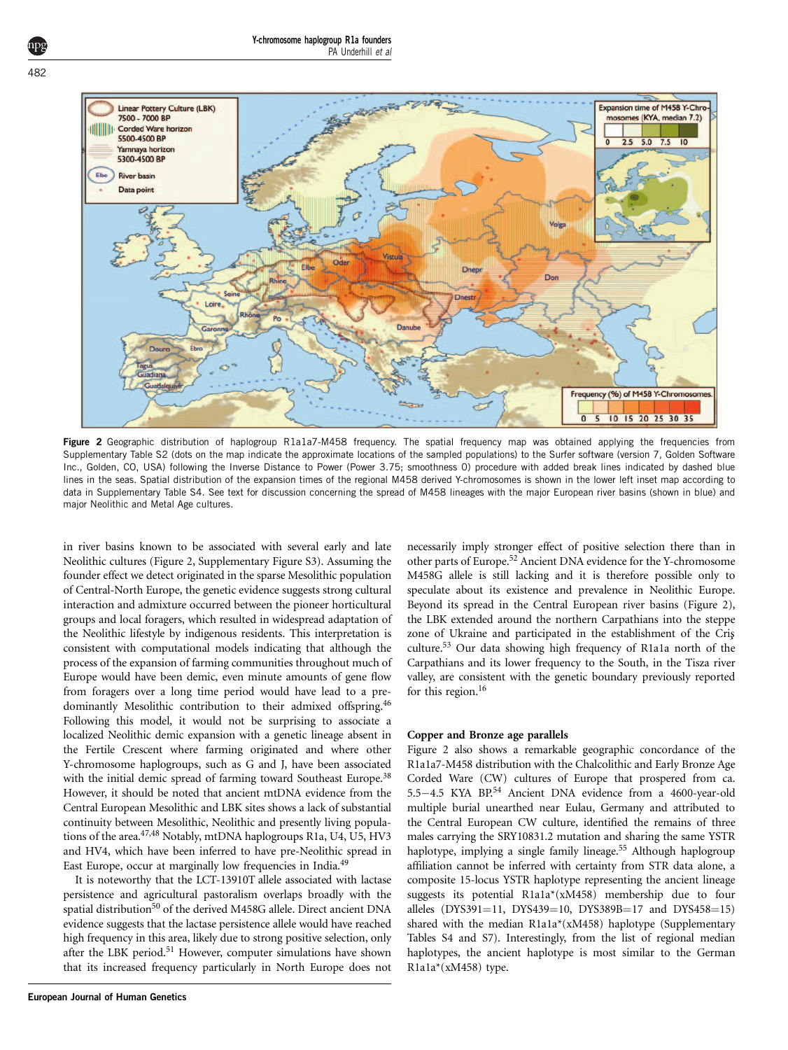**Figure 2** Geographic distribution of haplogroup R1a1a7-M458 frequency. The spatial frequency map was obtained applying the frequencies from Supplementary Table S2 (dots on the map indicate the approximate locations of the sampled populations) to the Surfer software (version 7, Golden Software Inc., Golden, CO, USA) following the Inverse Distance to Power (Power 3.75; smoothness 0) procedure with added break lines indicated by dashed blue lines in the seas. Spatial distribution of the expansion times of the regional M458 derived Y-chromosomes is shown in the lower left inset map according to data in Supplementary Table S4. See text for discussion concerning the spread of M458 lineages with the major European river basins (shown in blue) and major Neolithic and Metal Age cultures.

in river basins known to be associated with several early and late Neolithic cultures (Figure 2, Supplementary Figure S3). Assuming the founder effect we detect originated in the sparse Mesolithic population of Central-North Europe, the genetic evidence suggests strong cultural interaction and admixture occurred between the pioneer horticultural groups and local foragers, which resulted in widespread adaptation of the Neolithic lifestyle by indigenous residents. This interpretation is consistent with computational models indicating that although the process of the expansion of farming communities throughout much of Europe would have been demic, even minute amounts of gene flow from foragers over a long time period would have lead to a predominantly Mesolithic contribution to their admixed offspring.[46] Following this model, it would not be surprising to associate a localized Neolithic demic expansion with a genetic lineage absent in the Fertile Crescent where farming originated and where other Y-chromosome haplogroups, such as G and J, have been associated with the initial demic spread of farming toward Southeast Europe.[38] However, it should be noted that ancient mtDNA evidence from the Central European Mesolithic and LBK sites shows a lack of substantial continuity between Mesolithic, Neolithic and presently living populations of the area.[47,48] Notably, mtDNA haplogroups R1a, U4, U5, HV3 and HV4, which have been inferred to have pre-Neolithic spread in East Europe, occur at marginally low frequencies in India.[49]

It is noteworthy that the LCT-13910T allele associated with lactase persistence and agricultural pastoralism overlaps broadly with the spatial distribution[50] of the derived M458G allele. Direct ancient DNA evidence suggests that the lactase persistence allele would have reached high frequency in this area, likely due to strong positive selection, only after the LBK period.[51] However, computer simulations have shown that its increased frequency particularly in North Europe does not necessarily imply stronger effect of positive selection there than in other parts of Europe.[52] Ancient DNA evidence for the Y-chromosome M458G allele is still lacking and it is therefore possible only to speculate about its existence and prevalence in Neolithic Europe. Beyond its spread in the Central European river basins (Figure 2), the LBK extended around the northern Carpathians into the steppe zone of Ukraine and participated in the establishment of the Criş culture.[53] Our data showing high frequency of R1a1a north of the Carpathians and its lower frequency to the South, in the Tisza river valley, are consistent with the genetic boundary previously reported for this region.[16]

### Copper and Bronze age parallels

Figure 2 also shows a remarkable geographic concordance of the R1a1a7-M458 distribution with the Chalcolithic and Early Bronze Age Corded Ware (CW) cultures of Europe that prospered from ca. 5.5–4.5 KYA BP.[54] Ancient DNA evidence from a 4600-year-old multiple burial unearthed near Eulau, Germany and attributed to the Central European CW culture, identified the remains of three males carrying the SRY10831.2 mutation and sharing the same YSTR haplotype, implying a single family lineage.[55] Although haplogroup affiliation cannot be inferred with certainty from STR data alone, a composite 15-locus YSTR haplotype representing the ancient lineage suggests its potential R1a1a*(xM458) membership due to four alleles (DYS391=11, DYS439=10, DYS389B=17 and DYS458=15) shared with the median R1a1a*(xM458) haplotype (Supplementary Tables S4 and S7). Interestingly, from the list of regional median haplotypes, the ancient haplotype is most similar to the German R1a1a*(xM458) type.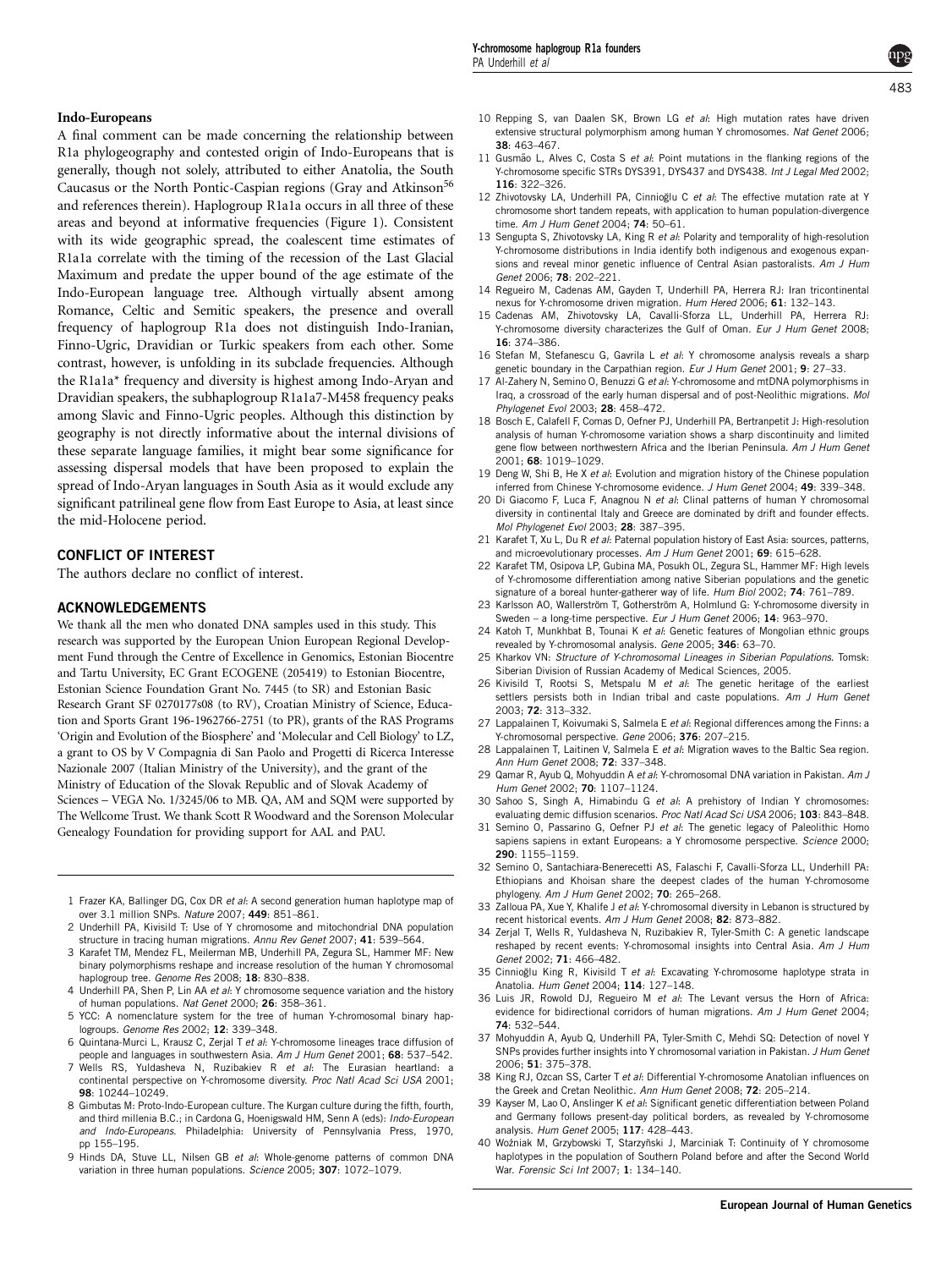### Indo-Europeans

A final comment can be made concerning the relationship between R1a phylogeography and contested origin of Indo-Europeans that is generally, though not solely, attributed to either Anatolia, the South Caucasus or the North Pontic-Caspian regions (Gray and Atkinson[56] and references therein). Haplogroup R1a1a occurs in all three of these areas and beyond at informative frequencies (Figure 1). Consistent with its wide geographic spread, the coalescent time estimates of R1a1a correlate with the timing of the recession of the Last Glacial Maximum and predate the upper bound of the age estimate of the Indo-European language tree. Although virtually absent among Romance, Celtic and Semitic speakers, the presence and overall frequency of haplogroup R1a does not distinguish Indo-Iranian, Finno-Ugric, Dravidian or Turkic speakers from each other. Some contrast, however, is unfolding in its subclade frequencies. Although the R1a1a* frequency and diversity is highest among Indo-Aryan and Dravidian speakers, the subhaplogroup R1a1a7-M458 frequency peaks among Slavic and Finno-Ugric peoples. Although this distinction by geography is not directly informative about the internal divisions of these separate language families, it might bear some significance for assessing dispersal models that have been proposed to explain the spread of Indo-Aryan languages in South Asia as it would exclude any significant patrilineal gene flow from East Europe to Asia, at least since the mid-Holocene period.

## CONFLICT OF INTEREST

The authors declare no conflict of interest.

## ACKNOWLEDGEMENTS

We thank all the men who donated DNA samples used in this study. This research was supported by the European Union European Regional Development Fund through the Centre of Excellence in Genomics, Estonian Biocentre and Tartu University, EC Grant ECOGENE (205419) to Estonian Biocentre, Estonian Science Foundation Grant No. 7445 (to SR) and Estonian Basic Research Grant SF 0270177s08 (to RV), Croatian Ministry of Science, Education and Sports Grant 196-1962766-2751 (to PR), grants of the RAS Programs 'Origin and Evolution of the Biosphere' and 'Molecular and Cell Biology' to LZ, a grant to OS by V Compagnia di San Paolo and Progetti di Ricerca Interesse Nazionale 2007 (Italian Ministry of the University), and the grant of the Ministry of Education of the Slovak Republic and of Slovak Academy of Sciences – VEGA No. 1/3245/06 to MB. QA, AM and SQM were supported by The Wellcome Trust. We thank Scott R Woodward and the Sorenson Molecular Genealogy Foundation for providing support for AAL and PAU.

1 Frazer KA, Ballinger DG, Cox DR *et al*: A second generation human haplotype map of over 3.1 million SNPs. *Nature* 2007; **449**: 851–861.
2 Underhill PA, Kivisild T: Use of Y chromosome and mitochondrial DNA population structure in tracing human migrations. *Annu Rev Genet* 2007; **41**: 539–564.
3 Karafet TM, Mendez FL, Meilerman MB, Underhill PA, Zegura SL, Hammer MF: New binary polymorphisms reshape and increase resolution of the human Y chromosomal haplogroup tree. *Genome Res* 2008; **18**: 830–838.
4 Underhill PA, Shen P, Lin AA *et al*: Y chromosome sequence variation and the history of human populations. *Nat Genet* 2000; **26**: 358–361.
5 YCC: A nomenclature system for the tree of human Y-chromosomal binary haplogroups. *Genome Res* 2002; **12**: 339–348.
6 Quintana-Murci L, Krausz C, Zerjal T *et al*: Y-chromosome lineages trace diffusion of people and languages in southwestern Asia. *Am J Hum Genet* 2001; **68**: 537–542.
7 Wells RS, Yuldasheva N, Ruzibakiev R *et al*: The Eurasian heartland: a continental perspective on Y-chromosome diversity. *Proc Natl Acad Sci USA* 2001; **98**: 10244–10249.
8 Gimbutas M: Proto-Indo-European culture. The Kurgan culture during the fifth, fourth, and third millenia B.C.; in Cardona G, Hoenigswald HM, Senn A (eds): *Indo-European and Indo-Europeans*. Philadelphia: University of Pennsylvania Press, 1970, pp 155–195.
9 Hinds DA, Stuve LL, Nilsen GB *et al*: Whole-genome patterns of common DNA variation in three human populations. *Science* 2005; **307**: 1072–1079.
10 Repping S, van Daalen SK, Brown LG *et al*: High mutation rates have driven extensive structural polymorphism among human Y chromosomes. *Nat Genet* 2006; **38**: 463–467.
11 Gusmão L, Alves C, Costa S *et al*: Point mutations in the flanking regions of the Y-chromosome specific STRs DYS391, DYS437 and DYS438. *Int J Legal Med* 2002; **116**: 322–326.
12 Zhivotovsky LA, Underhill PA, Cinnioğlu C *et al*: The effective mutation rate at Y chromosome short tandem repeats, with application to human population-divergence time. *Am J Hum Genet* 2004; **74**: 50–61.
13 Sengupta S, Zhivotovsky LA, King R *et al*: Polarity and temporality of high-resolution Y-chromosome distributions in India identify both indigenous and exogenous expansions and reveal minor genetic influence of Central Asian pastoralists. *Am J Hum Genet* 2006; **78**: 202–221.
14 Regueiro M, Cadenas AM, Gayden T, Underhill PA, Herrera RJ: Iran tricontinental nexus for Y-chromosome driven migration. *Hum Hered* 2006; **61**: 132–143.
15 Cadenas AM, Zhivotovsky LA, Cavalli-Sforza LL, Underhill PA, Herrera RJ: Y-chromosome diversity characterizes the Gulf of Oman. *Eur J Hum Genet* 2008; **16**: 374–386.
16 Stefan M, Stefanescu G, Gavrila L *et al*: Y chromosome analysis reveals a sharp genetic boundary in the Carpathian region. *Eur J Hum Genet* 2001; **9**: 27–33.
17 Al-Zahery N, Semino O, Benuzzi G *et al*: Y-chromosome and mtDNA polymorphisms in Iraq, a crossroad of the early human dispersal and of post-Neolithic migrations. *Mol Phylogenet Evol* 2003; **28**: 458–472.
18 Bosch E, Calafell F, Comas D, Oefner PJ, Underhill PA, Bertranpetit J: High-resolution analysis of human Y-chromosome variation shows a sharp discontinuity and limited gene flow between northwestern Africa and the Iberian Peninsula. *Am J Hum Genet* 2001; **68**: 1019–1029.
19 Deng W, Shi B, He X *et al*: Evolution and migration history of the Chinese population inferred from Chinese Y-chromosome evidence. *J Hum Genet* 2004; **49**: 339–348.
20 Di Giacomo F, Luca F, Anagnou N *et al*: Clinal patterns of human Y chromosomal diversity in continental Italy and Greece are dominated by drift and founder effects. *Mol Phylogenet Evol* 2003; **28**: 387–395.
21 Karafet T, Xu L, Du R *et al*: Paternal population history of East Asia: sources, patterns, and microevolutionary processes. *Am J Hum Genet* 2001; **69**: 615–628.
22 Karafet TM, Osipova LP, Gubina MA, Posukh OL, Zegura SL, Hammer MF: High levels of Y-chromosome differentiation among native Siberian populations and the genetic signature of a boreal hunter-gatherer way of life. *Hum Biol* 2002; **74**: 761–789.
23 Karlsson AO, Wallerström T, Gotherström A, Holmlund G: Y-chromosome diversity in Sweden – a long-time perspective. *Eur J Hum Genet* 2006; **14**: 963–970.
24 Katoh T, Munkhbat B, Tounai K *et al*: Genetic features of Mongolian ethnic groups revealed by Y-chromosomal analysis. *Gene* 2005; **346**: 63–70.
25 Kharkov VN: *Structure of Y-chromosomal Lineages in Siberian Populations*. Tomsk: Siberian Division of Russian Academy of Medical Sciences, 2005.
26 Kivisild T, Rootsi S, Metspalu M *et al*: The genetic heritage of the earliest settlers persists both in Indian tribal and caste populations. *Am J Hum Genet* 2003; **72**: 313–332.
27 Lappalainen T, Koivumaki S, Salmela E *et al*: Regional differences among the Finns: a Y-chromosomal perspective. *Gene* 2006; **376**: 207–215.
28 Lappalainen T, Laitinen V, Salmela E *et al*: Migration waves to the Baltic Sea region. *Ann Hum Genet* 2008; **72**: 337–348.
29 Qamar R, Ayub Q, Mohyuddin A *et al*: Y-chromosomal DNA variation in Pakistan. *Am J Hum Genet* 2002; **70**: 1107–1124.
30 Sahoo S, Singh A, Himabindu G *et al*: A prehistory of Indian Y chromosomes: evaluating demic diffusion scenarios. *Proc Natl Acad Sci USA* 2006; **103**: 843–848.
31 Semino O, Passarino G, Oefner PJ *et al*: The genetic legacy of Paleolithic Homo sapiens sapiens in extant Europeans: a Y chromosome perspective. *Science* 2000; **290**: 1155–1159.
32 Semino O, Santachiara-Benerecetti AS, Falaschi F, Cavalli-Sforza LL, Underhill PA: Ethiopians and Khoisan share the deepest clades of the human Y-chromosome phylogeny. *Am J Hum Genet* 2002; **70**: 265–268.
33 Zalloua PA, Xue Y, Khalife J *et al*: Y-chromosomal diversity in Lebanon is structured by recent historical events. *Am J Hum Genet* 2008; **82**: 873–882.
34 Zerjal T, Wells R, Yuldasheva N, Ruzibakiev R, Tyler-Smith C: A genetic landscape reshaped by recent events: Y-chromosomal insights into Central Asia. *Am J Hum Genet* 2002; **71**: 466–482.
35 Cinnioğlu King R, Kivisild T *et al*: Excavating Y-chromosome haplotype strata in Anatolia. *Hum Genet* 2004; **114**: 127–148.
36 Luis JR, Rowold DJ, Regueiro M *et al*: The Levant versus the Horn of Africa: evidence for bidirectional corridors of human migrations. *Am J Hum Genet* 2004; **74**: 532–544.
37 Mohyuddin A, Ayub Q, Underhill PA, Tyler-Smith C, Mehdi SQ: Detection of novel Y SNPs provides further insights into Y chromosomal variation in Pakistan. *J Hum Genet* 2006; **51**: 375–378.
38 King RJ, Ozcan SS, Carter T *et al*: Differential Y-chromosome Anatolian influences on the Greek and Cretan Neolithic. *Ann Hum Genet* 2008; **72**: 205–214.
39 Kayser M, Lao O, Anslinger K *et al*: Significant genetic differentiation between Poland and Germany follows present-day political borders, as revealed by Y-chromosome analysis. *Hum Genet* 2005; **117**: 428–443.
40 Woźniak M, Grzybowski T, Starzyński J, Marciniak T: Continuity of Y chromosome haplotypes in the population of Southern Poland before and after the Second World War. *Forensic Sci Int* 2007; **1**: 134–140.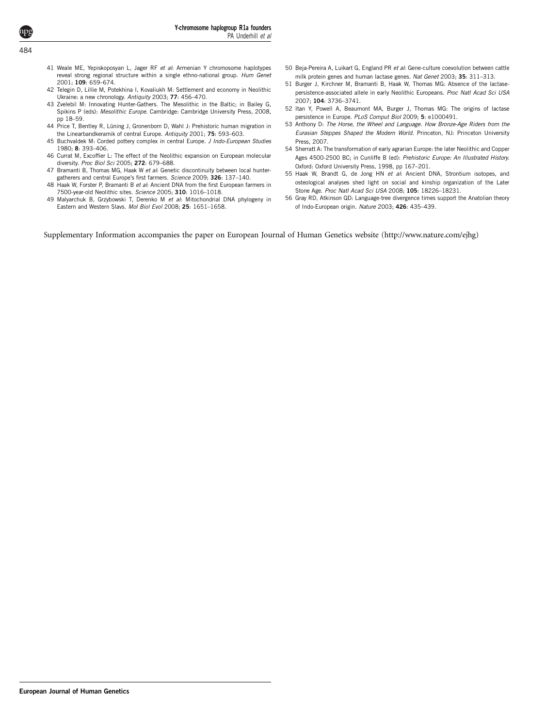41 Weale ME, Yepiskoposyan L, Jager RF *et al*: Armenian Y chromosome haplotypes reveal strong regional structure within a single ethno-national group. *Hum Genet* 2001; **109**: 659–674.
42 Telegin D, Lillie M, Potekhina I, Kovaliukh M: Settlement and economy in Neolithic Ukraine: a new chronology. *Antiquity* 2003; **77**: 456–470.
43 Zvelebil M: Innovating Hunter-Gathers. The Mesolithic in the Baltic; in Bailey G, Spikins P (eds): *Mesolithic Europe*. Cambridge: Cambridge University Press, 2008, pp 18–59.
44 Price T, Bentley R, Lüning J, Gronenborn D, Wahl J: Prehistoric human migration in the Linearbandkeramik of central Europe. *Antiquity* 2001; **75**: 593–603.
45 Buchvaldek M: Corded pottery complex in central Europe. *J Indo-European Studies* 1980; **8**: 393–406.
46 Currat M, Excoffier L: The effect of the Neolithic expansion on European molecular diversity. *Proc Biol Sci* 2005; **272**: 679–688.
47 Bramanti B, Thomas MG, Haak W *et al*: Genetic discontinuity between local hunter-gatherers and central Europe's first farmers. *Science* 2009; **326**: 137–140.
48 Haak W, Forster P, Bramanti B *et al*: Ancient DNA from the first European farmers in 7500-year-old Neolithic sites. *Science* 2005; **310**: 1016–1018.
49 Malyarchuk B, Grzybowski T, Derenko M *et al*: Mitochondrial DNA phylogeny in Eastern and Western Slavs. *Mol Biol Evol* 2008; **25**: 1651–1658.
50 Beja-Pereira A, Luikart G, England PR *et al*: Gene-culture coevolution between cattle milk protein genes and human lactase genes. *Nat Genet* 2003; **35**: 311–313.
51 Burger J, Kirchner M, Bramanti B, Haak W, Thomas MG: Absence of the lactase-persistence-associated allele in early Neolithic Europeans. *Proc Natl Acad Sci USA* 2007; **104**: 3736–3741.
52 Itan Y, Powell A, Beaumont MA, Burger J, Thomas MG: The origins of lactase persistence in Europe. *PLoS Comput Biol* 2009; **5**: e1000491.
53 Anthony D: *The Horse, the Wheel and Language. How Bronze-Age Riders from the Eurasian Steppes Shaped the Modern World*. Princeton, NJ: Princeton University Press, 2007.
54 Sherratt A: The transformation of early agrarian Europe: the later Neolithic and Copper Ages 4500-2500 BC; in Cunliffe B (ed): *Prehistoric Europe: An Illustrated History*. Oxford: Oxford University Press, 1998, pp 167–201.
55 Haak W, Brandt G, de Jong HN *et al*: Ancient DNA, Strontium isotopes, and osteological analyses shed light on social and kinship organization of the Later Stone Age. *Proc Natl Acad Sci USA* 2008; **105**: 18226–18231.
56 Gray RD, Atkinson QD: Language-tree divergence times support the Anatolian theory of Indo-European origin. *Nature* 2003; **426**: 435–439.

Supplementary Information accompanies the paper on European Journal of Human Genetics website (http://www.nature.com/ejhg)